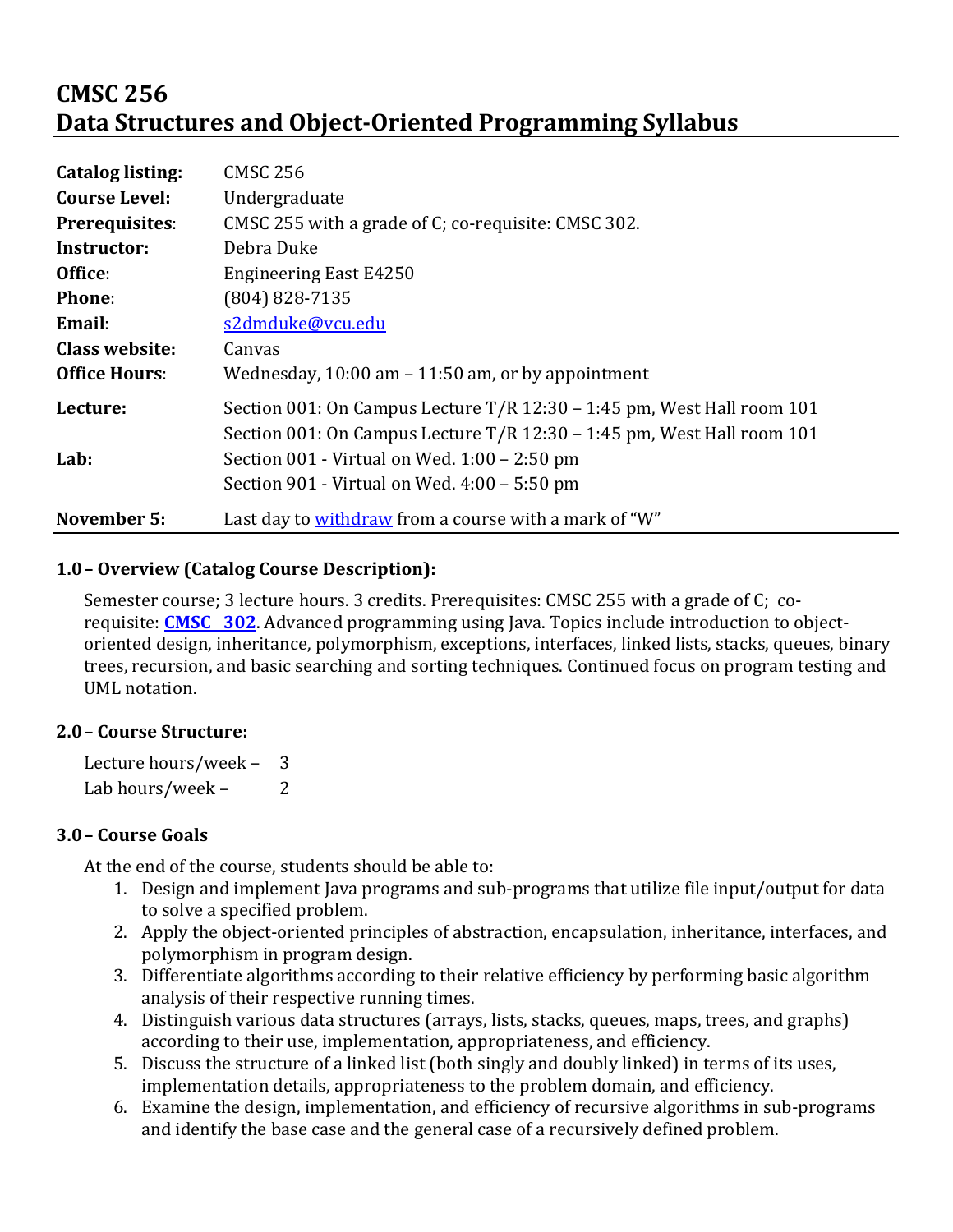# CMSC 256
# Data Structures and Object-Oriented Programming Syllabus

| | |
|---|---|
| **Catalog listing:** | CMSC 256 |
| **Course Level:** | Undergraduate |
| **Prerequisites**: | CMSC 255 with a grade of C; co-requisite: CMSC 302. |
| **Instructor:** | Debra Duke |
| **Office**: | Engineering East E4250 |
| **Phone**: | (804) 828-7135 |
| **Email**: | s2dmduke@vcu.edu |
| **Class website:** | Canvas |
| **Office Hours**: | Wednesday, 10:00 am – 11:50 am, or by appointment |
| **Lecture:** | Section 001: On Campus Lecture T/R 12:30 – 1:45 pm, West Hall room 101<br>Section 001: On Campus Lecture T/R 12:30 – 1:45 pm, West Hall room 101 |
| **Lab:** | Section 001 - Virtual on Wed. 1:00 – 2:50 pm<br>Section 901 - Virtual on Wed. 4:00 – 5:50 pm |
| **November 5:** | Last day to withdraw from a course with a mark of "W" |

### 1.0– Overview (Catalog Course Description):

Semester course; 3 lecture hours. 3 credits. Prerequisites: CMSC 255 with a grade of C; co-requisite: **CMSC 302**. Advanced programming using Java. Topics include introduction to object-oriented design, inheritance, polymorphism, exceptions, interfaces, linked lists, stacks, queues, binary trees, recursion, and basic searching and sorting techniques. Continued focus on program testing and UML notation.

### 2.0– Course Structure:

Lecture hours/week – 3
Lab hours/week – 2

### 3.0– Course Goals

At the end of the course, students should be able to:

1. Design and implement Java programs and sub-programs that utilize file input/output for data to solve a specified problem.
2. Apply the object-oriented principles of abstraction, encapsulation, inheritance, interfaces, and polymorphism in program design.
3. Differentiate algorithms according to their relative efficiency by performing basic algorithm analysis of their respective running times.
4. Distinguish various data structures (arrays, lists, stacks, queues, maps, trees, and graphs) according to their use, implementation, appropriateness, and efficiency.
5. Discuss the structure of a linked list (both singly and doubly linked) in terms of its uses, implementation details, appropriateness to the problem domain, and efficiency.
6. Examine the design, implementation, and efficiency of recursive algorithms in sub-programs and identify the base case and the general case of a recursively defined problem.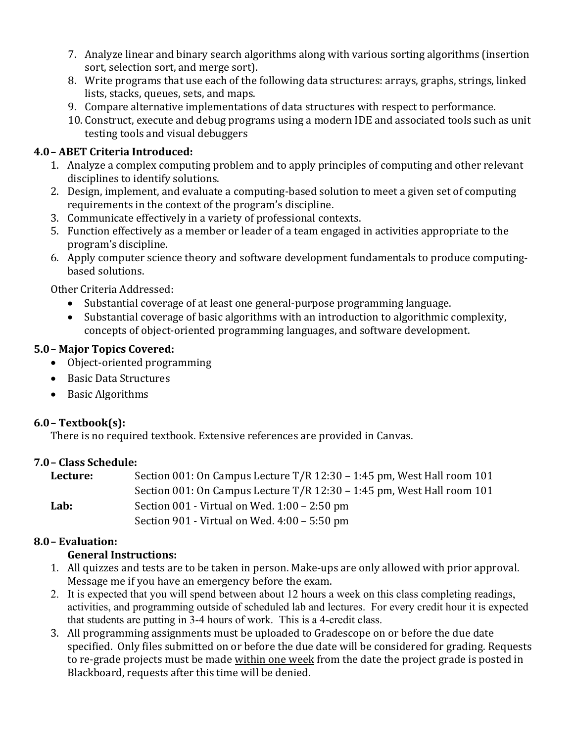7. Analyze linear and binary search algorithms along with various sorting algorithms (insertion sort, selection sort, and merge sort).
8. Write programs that use each of the following data structures: arrays, graphs, strings, linked lists, stacks, queues, sets, and maps.
9. Compare alternative implementations of data structures with respect to performance.
10. Construct, execute and debug programs using a modern IDE and associated tools such as unit testing tools and visual debuggers

## 4.0 – ABET Criteria Introduced:

1. Analyze a complex computing problem and to apply principles of computing and other relevant disciplines to identify solutions.
2. Design, implement, and evaluate a computing-based solution to meet a given set of computing requirements in the context of the program's discipline.
3. Communicate effectively in a variety of professional contexts.
5. Function effectively as a member or leader of a team engaged in activities appropriate to the program's discipline.
6. Apply computer science theory and software development fundamentals to produce computing-based solutions.

Other Criteria Addressed:

- Substantial coverage of at least one general-purpose programming language.
- Substantial coverage of basic algorithms with an introduction to algorithmic complexity, concepts of object-oriented programming languages, and software development.

## 5.0 – Major Topics Covered:

- Object-oriented programming
- Basic Data Structures
- Basic Algorithms

## 6.0 – Textbook(s):

There is no required textbook. Extensive references are provided in Canvas.

## 7.0 – Class Schedule:

| | |
|---|---|
| **Lecture:** | Section 001: On Campus Lecture T/R 12:30 – 1:45 pm, West Hall room 101 |
| | Section 001: On Campus Lecture T/R 12:30 – 1:45 pm, West Hall room 101 |
| **Lab:** | Section 001 - Virtual on Wed. 1:00 – 2:50 pm |
| | Section 901 - Virtual on Wed. 4:00 – 5:50 pm |

## 8.0 – Evaluation:

### General Instructions:

1. All quizzes and tests are to be taken in person. Make-ups are only allowed with prior approval. Message me if you have an emergency before the exam.
2. It is expected that you will spend between about 12 hours a week on this class completing readings, activities, and programming outside of scheduled lab and lectures. For every credit hour it is expected that students are putting in 3-4 hours of work. This is a 4-credit class.
3. All programming assignments must be uploaded to Gradescope on or before the due date specified. Only files submitted on or before the due date will be considered for grading. Requests to re-grade projects must be made <u>within one week</u> from the date the project grade is posted in Blackboard, requests after this time will be denied.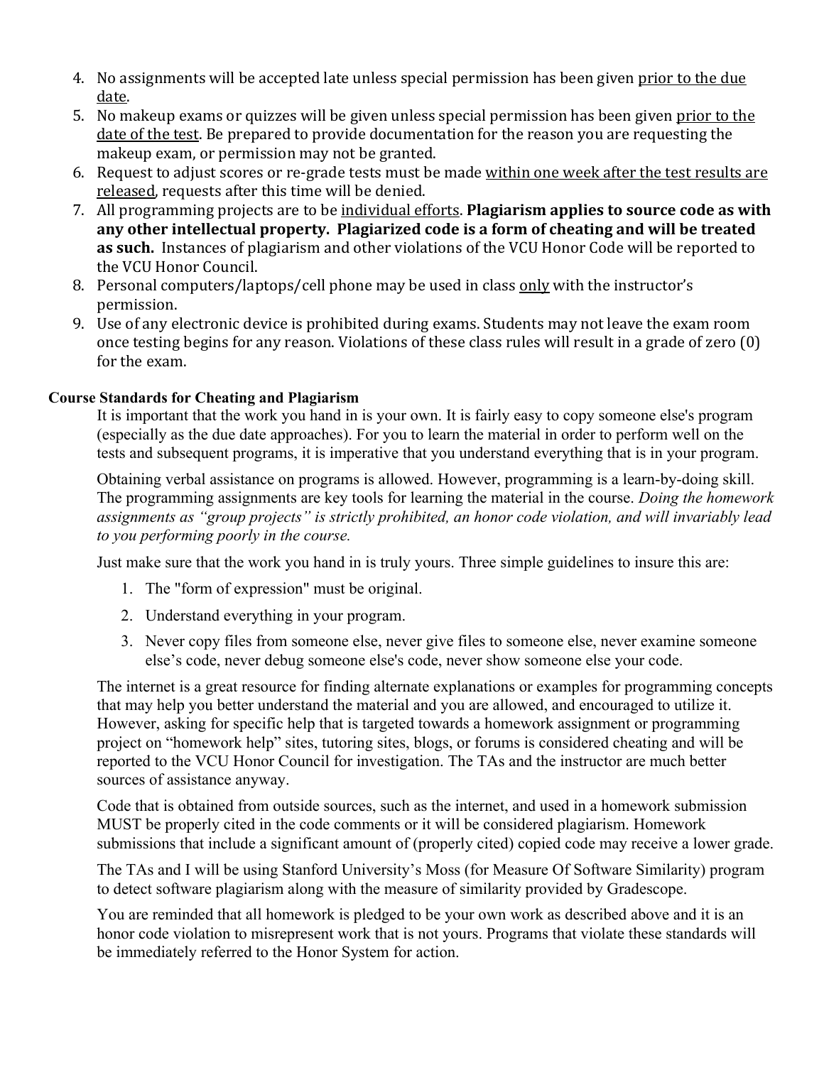4. No assignments will be accepted late unless special permission has been given <u>prior to the due date</u>.
5. No makeup exams or quizzes will be given unless special permission has been given <u>prior to the date of the test</u>. Be prepared to provide documentation for the reason you are requesting the makeup exam, or permission may not be granted.
6. Request to adjust scores or re-grade tests must be made <u>within one week after the test results are released</u>, requests after this time will be denied.
7. All programming projects are to be <u>individual efforts</u>. **Plagiarism applies to source code as with any other intellectual property. Plagiarized code is a form of cheating and will be treated as such.** Instances of plagiarism and other violations of the VCU Honor Code will be reported to the VCU Honor Council.
8. Personal computers/laptops/cell phone may be used in class <u>only</u> with the instructor's permission.
9. Use of any electronic device is prohibited during exams. Students may not leave the exam room once testing begins for any reason. Violations of these class rules will result in a grade of zero (0) for the exam.

**Course Standards for Cheating and Plagiarism**

It is important that the work you hand in is your own. It is fairly easy to copy someone else's program (especially as the due date approaches). For you to learn the material in order to perform well on the tests and subsequent programs, it is imperative that you understand everything that is in your program.

Obtaining verbal assistance on programs is allowed. However, programming is a learn-by-doing skill. The programming assignments are key tools for learning the material in the course. *Doing the homework assignments as "group projects" is strictly prohibited, an honor code violation, and will invariably lead to you performing poorly in the course.*

Just make sure that the work you hand in is truly yours. Three simple guidelines to insure this are:

1. The "form of expression" must be original.
2. Understand everything in your program.
3. Never copy files from someone else, never give files to someone else, never examine someone else's code, never debug someone else's code, never show someone else your code.

The internet is a great resource for finding alternate explanations or examples for programming concepts that may help you better understand the material and you are allowed, and encouraged to utilize it. However, asking for specific help that is targeted towards a homework assignment or programming project on "homework help" sites, tutoring sites, blogs, or forums is considered cheating and will be reported to the VCU Honor Council for investigation. The TAs and the instructor are much better sources of assistance anyway.

Code that is obtained from outside sources, such as the internet, and used in a homework submission MUST be properly cited in the code comments or it will be considered plagiarism. Homework submissions that include a significant amount of (properly cited) copied code may receive a lower grade.

The TAs and I will be using Stanford University's Moss (for Measure Of Software Similarity) program to detect software plagiarism along with the measure of similarity provided by Gradescope.

You are reminded that all homework is pledged to be your own work as described above and it is an honor code violation to misrepresent work that is not yours. Programs that violate these standards will be immediately referred to the Honor System for action.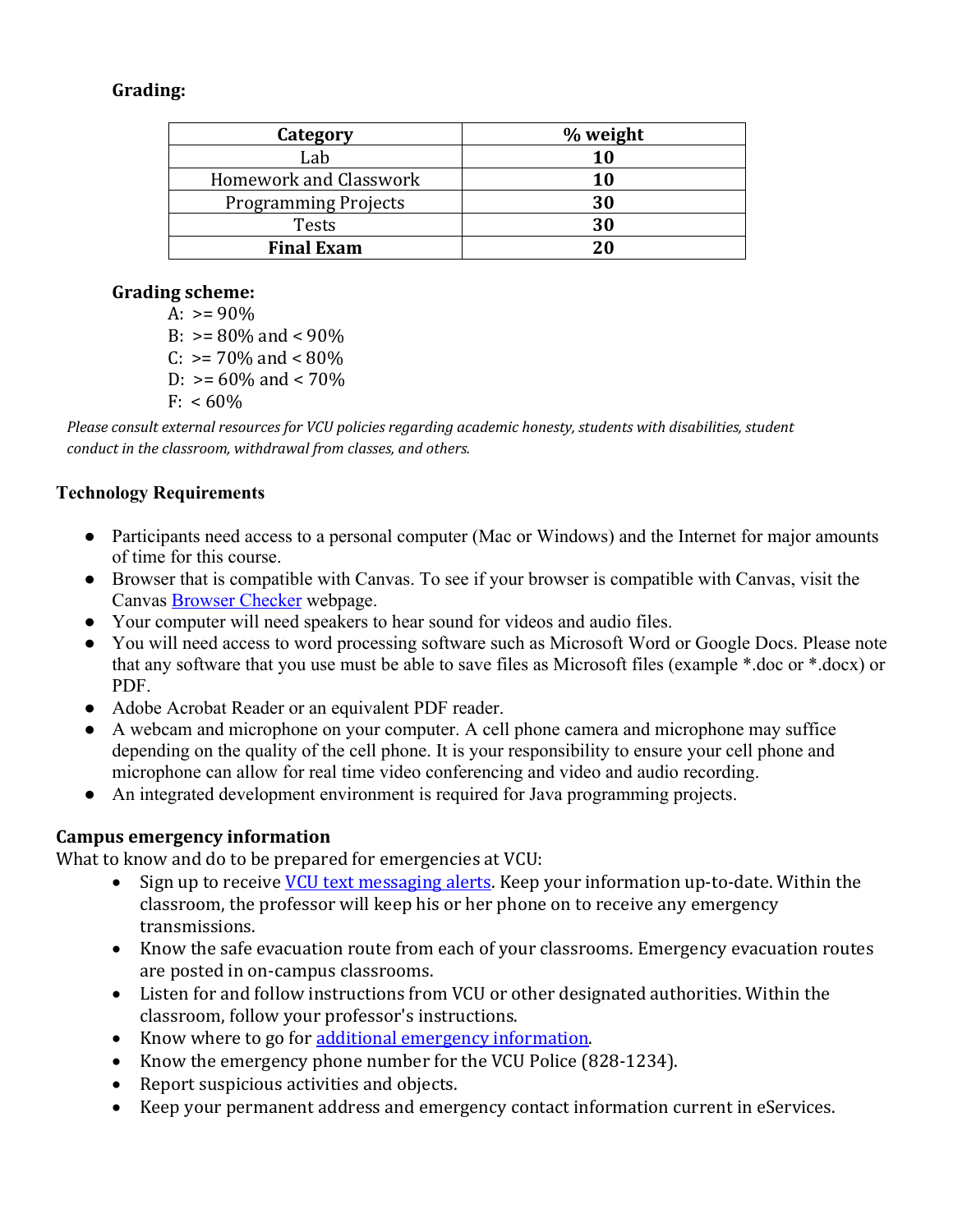## Grading:

| Category | % weight |
|---|---|
| Lab | **10** |
| Homework and Classwork | **10** |
| Programming Projects | **30** |
| Tests | **30** |
| **Final Exam** | **20** |

## Grading scheme:

A: >= 90%
B: >= 80% and < 90%
C: >= 70% and < 80%
D: >= 60% and < 70%
F: < 60%

*Please consult external resources for VCU policies regarding academic honesty, students with disabilities, student conduct in the classroom, withdrawal from classes, and others.*

## Technology Requirements

- Participants need access to a personal computer (Mac or Windows) and the Internet for major amounts of time for this course.
- Browser that is compatible with Canvas. To see if your browser is compatible with Canvas, visit the Canvas Browser Checker webpage.
- Your computer will need speakers to hear sound for videos and audio files.
- You will need access to word processing software such as Microsoft Word or Google Docs. Please note that any software that you use must be able to save files as Microsoft files (example *.doc or *.docx) or PDF.
- Adobe Acrobat Reader or an equivalent PDF reader.
- A webcam and microphone on your computer. A cell phone camera and microphone may suffice depending on the quality of the cell phone. It is your responsibility to ensure your cell phone and microphone can allow for real time video conferencing and video and audio recording.
- An integrated development environment is required for Java programming projects.

## Campus emergency information

What to know and do to be prepared for emergencies at VCU:

- Sign up to receive VCU text messaging alerts. Keep your information up-to-date. Within the classroom, the professor will keep his or her phone on to receive any emergency transmissions.
- Know the safe evacuation route from each of your classrooms. Emergency evacuation routes are posted in on-campus classrooms.
- Listen for and follow instructions from VCU or other designated authorities. Within the classroom, follow your professor's instructions.
- Know where to go for additional emergency information.
- Know the emergency phone number for the VCU Police (828-1234).
- Report suspicious activities and objects.
- Keep your permanent address and emergency contact information current in eServices.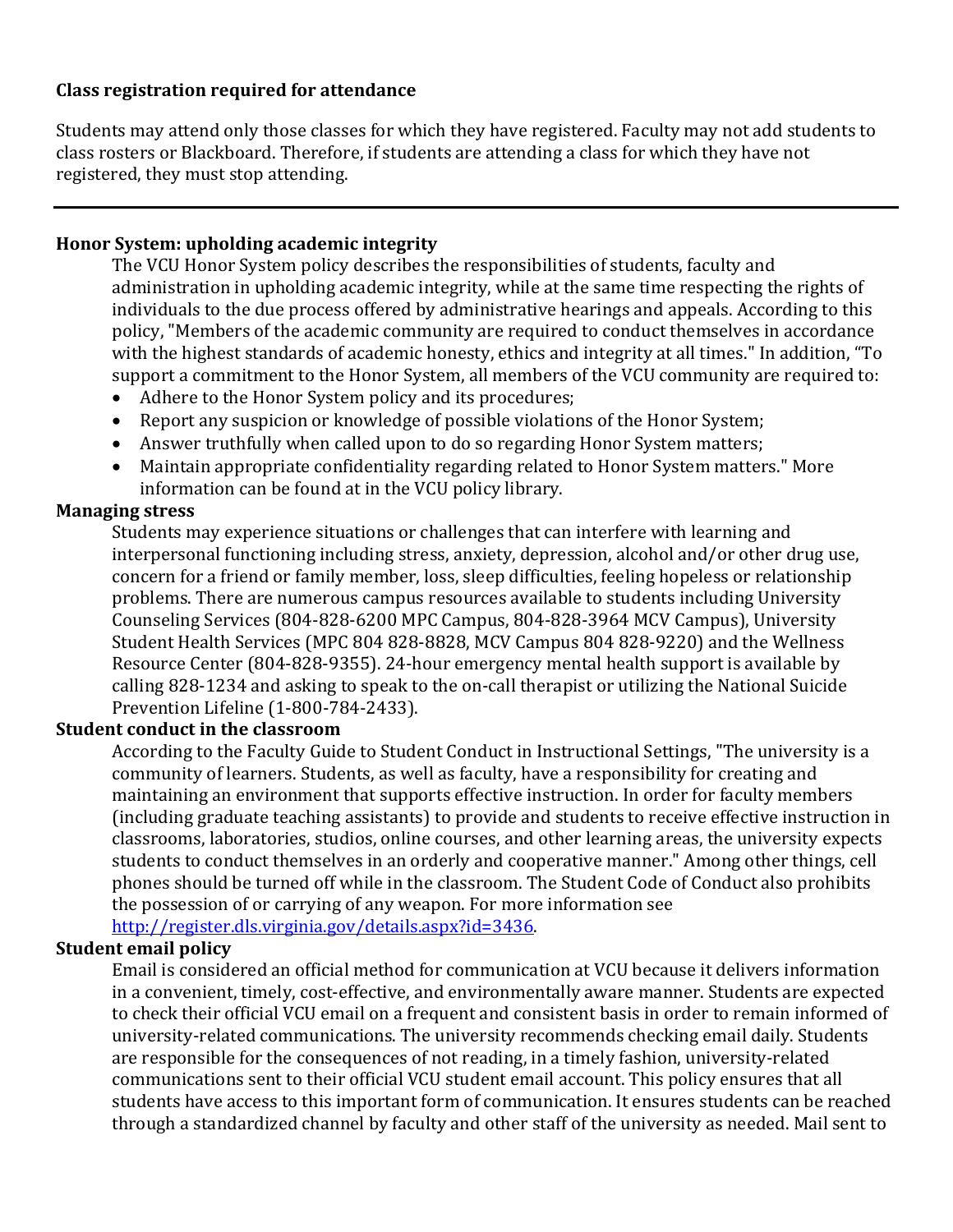**Class registration required for attendance**

Students may attend only those classes for which they have registered. Faculty may not add students to class rosters or Blackboard. Therefore, if students are attending a class for which they have not registered, they must stop attending.

---

**Honor System: upholding academic integrity**

The VCU Honor System policy describes the responsibilities of students, faculty and administration in upholding academic integrity, while at the same time respecting the rights of individuals to the due process offered by administrative hearings and appeals. According to this policy, "Members of the academic community are required to conduct themselves in accordance with the highest standards of academic honesty, ethics and integrity at all times." In addition, "To support a commitment to the Honor System, all members of the VCU community are required to:

- Adhere to the Honor System policy and its procedures;
- Report any suspicion or knowledge of possible violations of the Honor System;
- Answer truthfully when called upon to do so regarding Honor System matters;
- Maintain appropriate confidentiality regarding related to Honor System matters." More information can be found at in the VCU policy library.

**Managing stress**

Students may experience situations or challenges that can interfere with learning and interpersonal functioning including stress, anxiety, depression, alcohol and/or other drug use, concern for a friend or family member, loss, sleep difficulties, feeling hopeless or relationship problems. There are numerous campus resources available to students including University Counseling Services (804-828-6200 MPC Campus, 804-828-3964 MCV Campus), University Student Health Services (MPC 804 828-8828, MCV Campus 804 828-9220) and the Wellness Resource Center (804-828-9355). 24-hour emergency mental health support is available by calling 828-1234 and asking to speak to the on-call therapist or utilizing the National Suicide Prevention Lifeline (1-800-784-2433).

**Student conduct in the classroom**

According to the Faculty Guide to Student Conduct in Instructional Settings, "The university is a community of learners. Students, as well as faculty, have a responsibility for creating and maintaining an environment that supports effective instruction. In order for faculty members (including graduate teaching assistants) to provide and students to receive effective instruction in classrooms, laboratories, studios, online courses, and other learning areas, the university expects students to conduct themselves in an orderly and cooperative manner." Among other things, cell phones should be turned off while in the classroom. The Student Code of Conduct also prohibits the possession of or carrying of any weapon. For more information see http://register.dls.virginia.gov/details.aspx?id=3436.

**Student email policy**

Email is considered an official method for communication at VCU because it delivers information in a convenient, timely, cost-effective, and environmentally aware manner. Students are expected to check their official VCU email on a frequent and consistent basis in order to remain informed of university-related communications. The university recommends checking email daily. Students are responsible for the consequences of not reading, in a timely fashion, university-related communications sent to their official VCU student email account. This policy ensures that all students have access to this important form of communication. It ensures students can be reached through a standardized channel by faculty and other staff of the university as needed. Mail sent to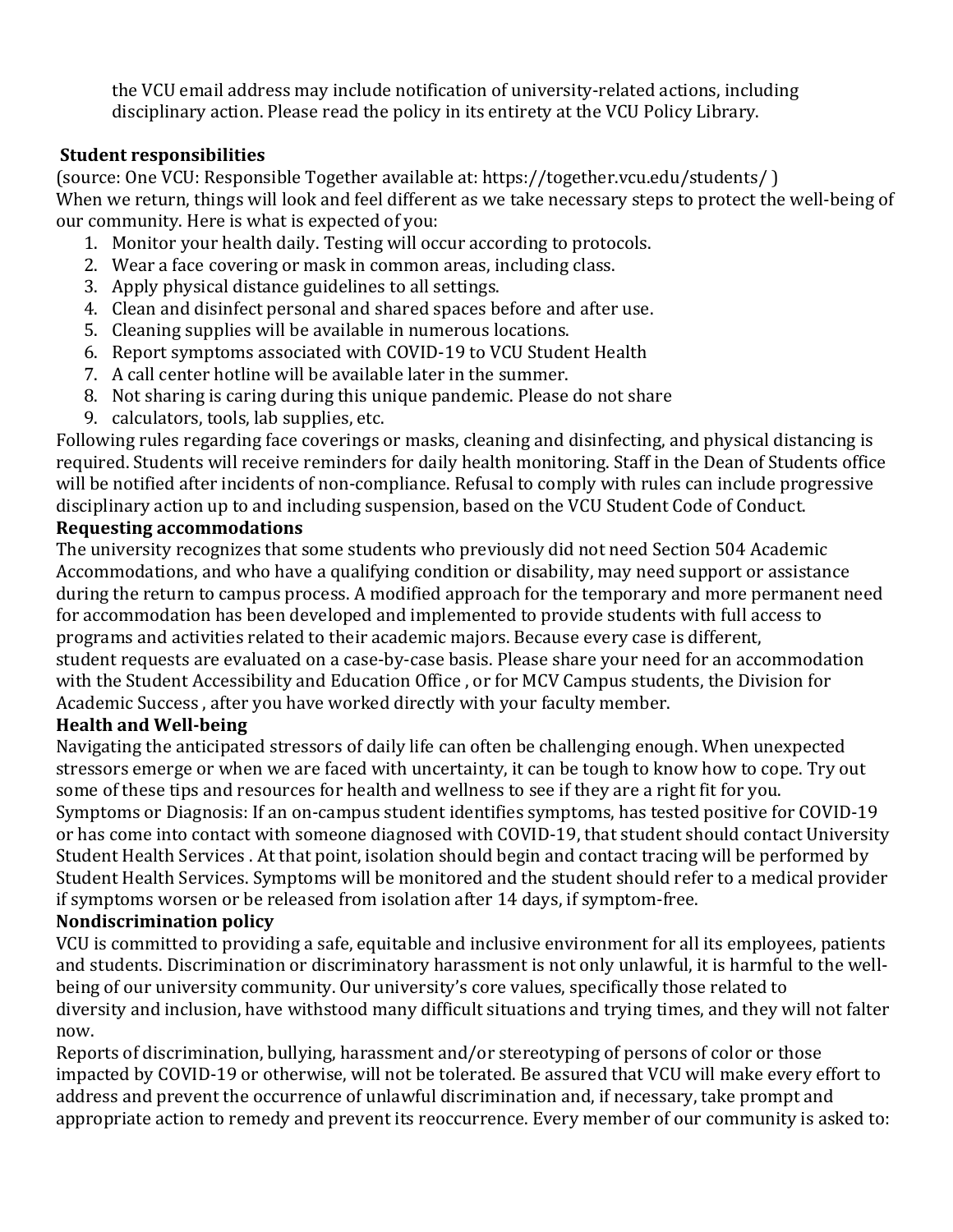the VCU email address may include notification of university-related actions, including disciplinary action. Please read the policy in its entirety at the VCU Policy Library.

**Student responsibilities**

(source: One VCU: Responsible Together available at: https://together.vcu.edu/students/ )
When we return, things will look and feel different as we take necessary steps to protect the well-being of our community. Here is what is expected of you:

1. Monitor your health daily. Testing will occur according to protocols.
2. Wear a face covering or mask in common areas, including class.
3. Apply physical distance guidelines to all settings.
4. Clean and disinfect personal and shared spaces before and after use.
5. Cleaning supplies will be available in numerous locations.
6. Report symptoms associated with COVID-19 to VCU Student Health
7. A call center hotline will be available later in the summer.
8. Not sharing is caring during this unique pandemic. Please do not share
9. calculators, tools, lab supplies, etc.

Following rules regarding face coverings or masks, cleaning and disinfecting, and physical distancing is required. Students will receive reminders for daily health monitoring. Staff in the Dean of Students office will be notified after incidents of non-compliance. Refusal to comply with rules can include progressive disciplinary action up to and including suspension, based on the VCU Student Code of Conduct.

**Requesting accommodations**

The university recognizes that some students who previously did not need Section 504 Academic Accommodations, and who have a qualifying condition or disability, may need support or assistance during the return to campus process. A modified approach for the temporary and more permanent need for accommodation has been developed and implemented to provide students with full access to programs and activities related to their academic majors. Because every case is different, student requests are evaluated on a case-by-case basis. Please share your need for an accommodation with the Student Accessibility and Education Office , or for MCV Campus students, the Division for Academic Success , after you have worked directly with your faculty member.

**Health and Well-being**

Navigating the anticipated stressors of daily life can often be challenging enough. When unexpected stressors emerge or when we are faced with uncertainty, it can be tough to know how to cope. Try out some of these tips and resources for health and wellness to see if they are a right fit for you.
Symptoms or Diagnosis: If an on-campus student identifies symptoms, has tested positive for COVID-19 or has come into contact with someone diagnosed with COVID-19, that student should contact University Student Health Services . At that point, isolation should begin and contact tracing will be performed by Student Health Services. Symptoms will be monitored and the student should refer to a medical provider if symptoms worsen or be released from isolation after 14 days, if symptom-free.

**Nondiscrimination policy**

VCU is committed to providing a safe, equitable and inclusive environment for all its employees, patients and students. Discrimination or discriminatory harassment is not only unlawful, it is harmful to the well-being of our university community. Our university's core values, specifically those related to diversity and inclusion, have withstood many difficult situations and trying times, and they will not falter now.

Reports of discrimination, bullying, harassment and/or stereotyping of persons of color or those impacted by COVID-19 or otherwise, will not be tolerated. Be assured that VCU will make every effort to address and prevent the occurrence of unlawful discrimination and, if necessary, take prompt and appropriate action to remedy and prevent its reoccurrence. Every member of our community is asked to: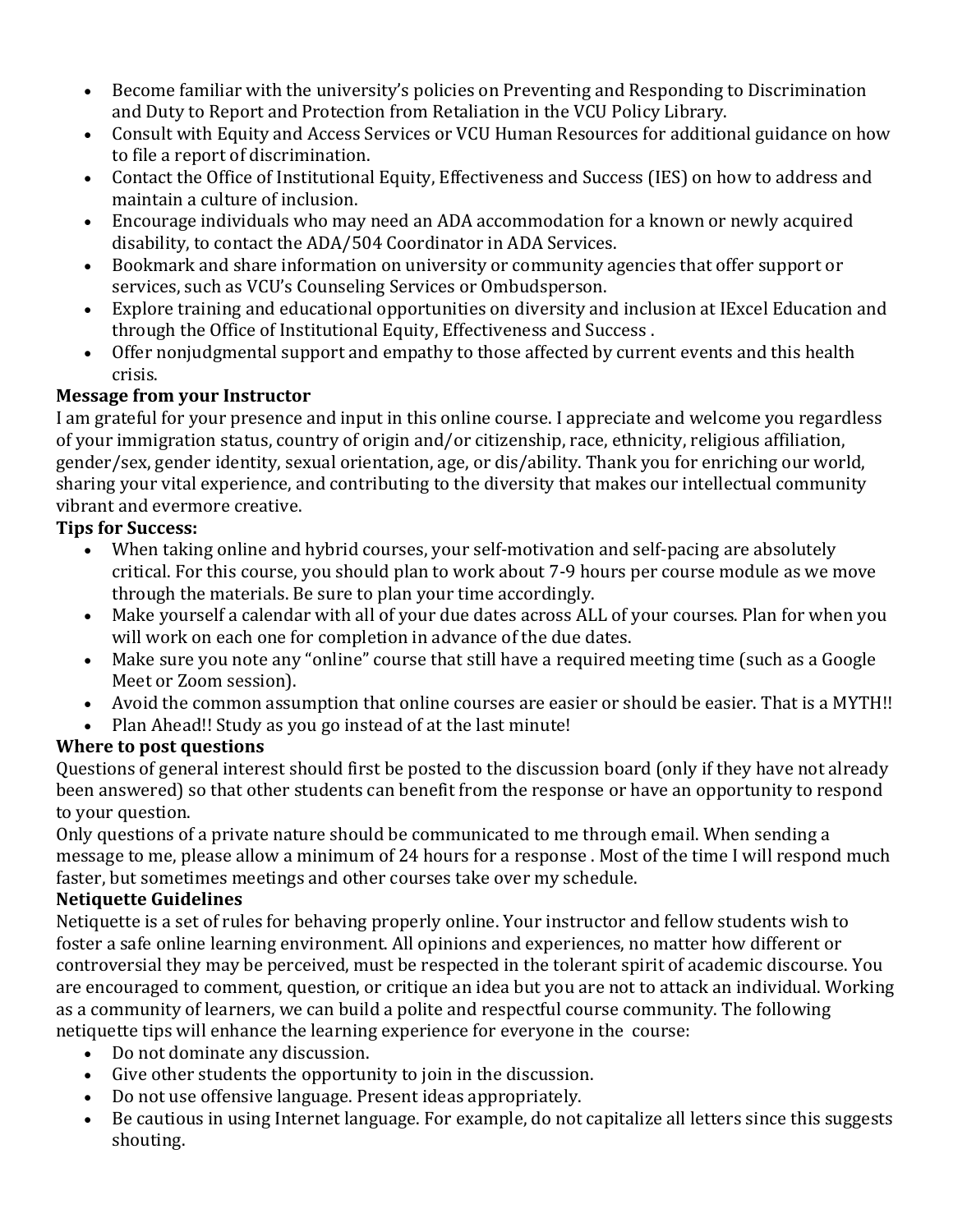- Become familiar with the university's policies on Preventing and Responding to Discrimination and Duty to Report and Protection from Retaliation in the VCU Policy Library.
- Consult with Equity and Access Services or VCU Human Resources for additional guidance on how to file a report of discrimination.
- Contact the Office of Institutional Equity, Effectiveness and Success (IES) on how to address and maintain a culture of inclusion.
- Encourage individuals who may need an ADA accommodation for a known or newly acquired disability, to contact the ADA/504 Coordinator in ADA Services.
- Bookmark and share information on university or community agencies that offer support or services, such as VCU's Counseling Services or Ombudsperson.
- Explore training and educational opportunities on diversity and inclusion at IExcel Education and through the Office of Institutional Equity, Effectiveness and Success .
- Offer nonjudgmental support and empathy to those affected by current events and this health crisis.

**Message from your Instructor**

I am grateful for your presence and input in this online course. I appreciate and welcome you regardless of your immigration status, country of origin and/or citizenship, race, ethnicity, religious affiliation, gender/sex, gender identity, sexual orientation, age, or dis/ability. Thank you for enriching our world, sharing your vital experience, and contributing to the diversity that makes our intellectual community vibrant and evermore creative.

**Tips for Success:**

- When taking online and hybrid courses, your self-motivation and self-pacing are absolutely critical. For this course, you should plan to work about 7-9 hours per course module as we move through the materials. Be sure to plan your time accordingly.
- Make yourself a calendar with all of your due dates across ALL of your courses. Plan for when you will work on each one for completion in advance of the due dates.
- Make sure you note any "online" course that still have a required meeting time (such as a Google Meet or Zoom session).
- Avoid the common assumption that online courses are easier or should be easier. That is a MYTH!!
- Plan Ahead!! Study as you go instead of at the last minute!

**Where to post questions**

Questions of general interest should first be posted to the discussion board (only if they have not already been answered) so that other students can benefit from the response or have an opportunity to respond to your question.

Only questions of a private nature should be communicated to me through email. When sending a message to me, please allow a minimum of 24 hours for a response . Most of the time I will respond much faster, but sometimes meetings and other courses take over my schedule.

**Netiquette Guidelines**

Netiquette is a set of rules for behaving properly online. Your instructor and fellow students wish to foster a safe online learning environment. All opinions and experiences, no matter how different or controversial they may be perceived, must be respected in the tolerant spirit of academic discourse. You are encouraged to comment, question, or critique an idea but you are not to attack an individual. Working as a community of learners, we can build a polite and respectful course community. The following netiquette tips will enhance the learning experience for everyone in the course:

- Do not dominate any discussion.
- Give other students the opportunity to join in the discussion.
- Do not use offensive language. Present ideas appropriately.
- Be cautious in using Internet language. For example, do not capitalize all letters since this suggests shouting.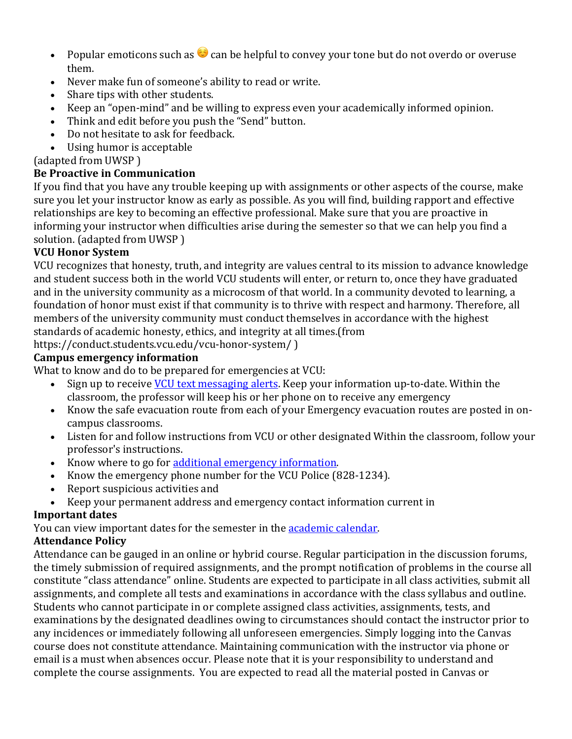- Popular emoticons such as ☺️ can be helpful to convey your tone but do not overdo or overuse them.
- Never make fun of someone's ability to read or write.
- Share tips with other students.
- Keep an "open-mind" and be willing to express even your academically informed opinion.
- Think and edit before you push the "Send" button.
- Do not hesitate to ask for feedback.
- Using humor is acceptable

(adapted from UWSP )

**Be Proactive in Communication**

If you find that you have any trouble keeping up with assignments or other aspects of the course, make sure you let your instructor know as early as possible. As you will find, building rapport and effective relationships are key to becoming an effective professional. Make sure that you are proactive in informing your instructor when difficulties arise during the semester so that we can help you find a solution. (adapted from UWSP )

**VCU Honor System**

VCU recognizes that honesty, truth, and integrity are values central to its mission to advance knowledge and student success both in the world VCU students will enter, or return to, once they have graduated and in the university community as a microcosm of that world. In a community devoted to learning, a foundation of honor must exist if that community is to thrive with respect and harmony. Therefore, all members of the university community must conduct themselves in accordance with the highest standards of academic honesty, ethics, and integrity at all times.(from https://conduct.students.vcu.edu/vcu-honor-system/ )

**Campus emergency information**

What to know and do to be prepared for emergencies at VCU:

- Sign up to receive VCU text messaging alerts. Keep your information up-to-date. Within the classroom, the professor will keep his or her phone on to receive any emergency
- Know the safe evacuation route from each of your Emergency evacuation routes are posted in on-campus classrooms.
- Listen for and follow instructions from VCU or other designated Within the classroom, follow your professor's instructions.
- Know where to go for additional emergency information.
- Know the emergency phone number for the VCU Police (828-1234).
- Report suspicious activities and
- Keep your permanent address and emergency contact information current in

**Important dates**

You can view important dates for the semester in the academic calendar.

**Attendance Policy**

Attendance can be gauged in an online or hybrid course. Regular participation in the discussion forums, the timely submission of required assignments, and the prompt notification of problems in the course all constitute "class attendance" online. Students are expected to participate in all class activities, submit all assignments, and complete all tests and examinations in accordance with the class syllabus and outline. Students who cannot participate in or complete assigned class activities, assignments, tests, and examinations by the designated deadlines owing to circumstances should contact the instructor prior to any incidences or immediately following all unforeseen emergencies. Simply logging into the Canvas course does not constitute attendance. Maintaining communication with the instructor via phone or email is a must when absences occur. Please note that it is your responsibility to understand and complete the course assignments. You are expected to read all the material posted in Canvas or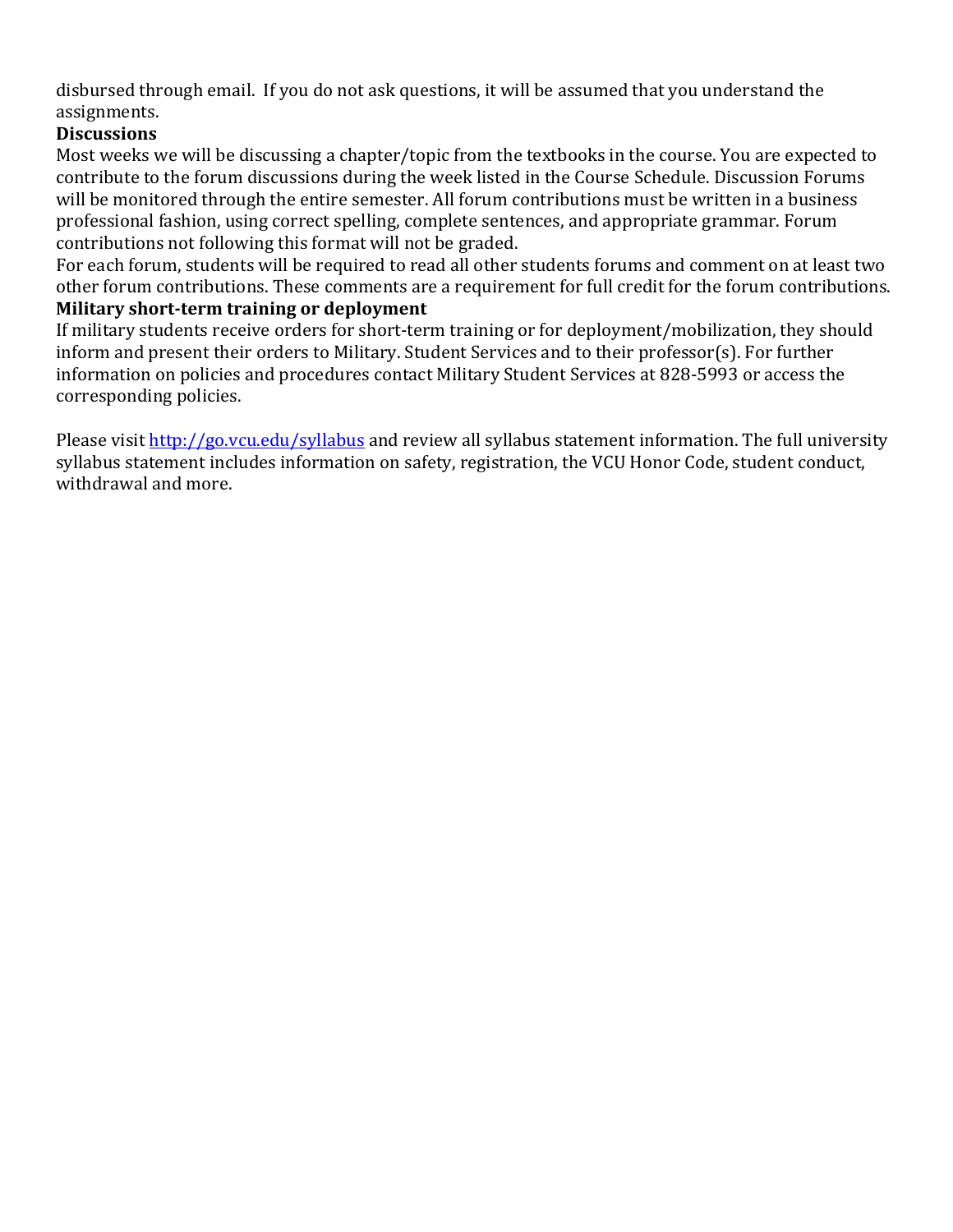disbursed through email. If you do not ask questions, it will be assumed that you understand the assignments.

**Discussions**

Most weeks we will be discussing a chapter/topic from the textbooks in the course. You are expected to contribute to the forum discussions during the week listed in the Course Schedule. Discussion Forums will be monitored through the entire semester. All forum contributions must be written in a business professional fashion, using correct spelling, complete sentences, and appropriate grammar. Forum contributions not following this format will not be graded.

For each forum, students will be required to read all other students forums and comment on at least two other forum contributions. These comments are a requirement for full credit for the forum contributions.

**Military short-term training or deployment**

If military students receive orders for short-term training or for deployment/mobilization, they should inform and present their orders to Military. Student Services and to their professor(s). For further information on policies and procedures contact Military Student Services at 828-5993 or access the corresponding policies.

Please visit [http://go.vcu.edu/syllabus](http://go.vcu.edu/syllabus) and review all syllabus statement information. The full university syllabus statement includes information on safety, registration, the VCU Honor Code, student conduct, withdrawal and more.